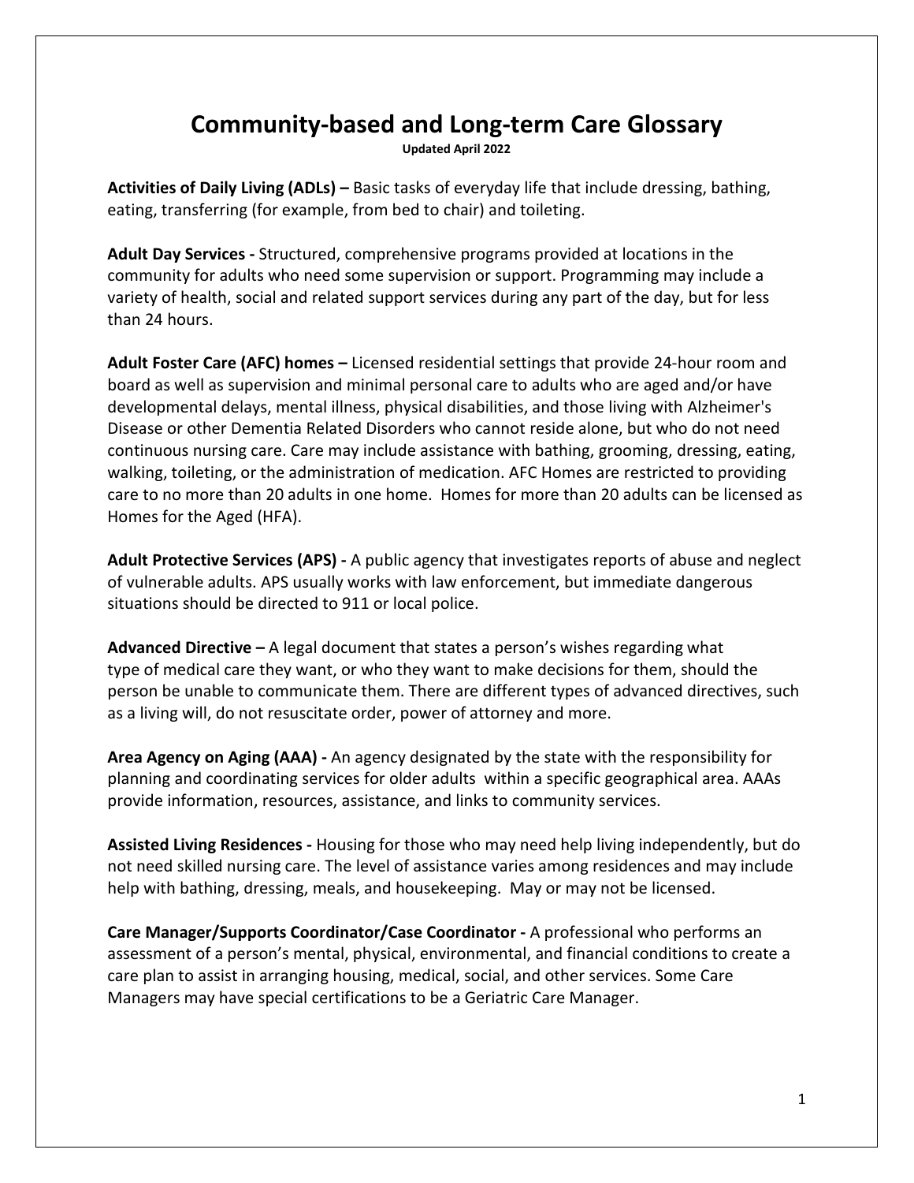# Community-based and Long-term Care Glossary

**Updated April 2022**

**Activities of Daily Living (ADLs) –** Basic tasks of everyday life that include dressing, bathing, eating, transferring (for example, from bed to chair) and toileting.

**Adult Day Services -** Structured, comprehensive programs provided at locations in the community for adults who need some supervision or support. Programming may include a variety of health, social and related support services during any part of the day, but for less than 24 hours.

**Adult Foster Care (AFC) homes –** Licensed residential settings that provide 24-hour room and board as well as supervision and minimal personal care to adults who are aged and/or have developmental delays, mental illness, physical disabilities, and those living with Alzheimer's Disease or other Dementia Related Disorders who cannot reside alone, but who do not need continuous nursing care. Care may include assistance with bathing, grooming, dressing, eating, walking, toileting, or the administration of medication. AFC Homes are restricted to providing care to no more than 20 adults in one home. Homes for more than 20 adults can be licensed as Homes for the Aged (HFA).

**Adult Protective Services (APS) -** A public agency that investigates reports of abuse and neglect of vulnerable adults. APS usually works with law enforcement, but immediate dangerous situations should be directed to 911 or local police.

**Advanced Directive –** A legal document that states a person's wishes regarding what type of medical care they want, or who they want to make decisions for them, should the person be unable to communicate them. There are different types of advanced directives, such as a living will, do not resuscitate order, power of attorney and more.

**Area Agency on Aging (AAA) -** An agency designated by the state with the responsibility for planning and coordinating services for older adults within a specific geographical area. AAAs provide information, resources, assistance, and links to community services.

**Assisted Living Residences -** Housing for those who may need help living independently, but do not need skilled nursing care. The level of assistance varies among residences and may include help with bathing, dressing, meals, and housekeeping. May or may not be licensed.

**Care Manager/Supports Coordinator/Case Coordinator -** A professional who performs an assessment of a person's mental, physical, environmental, and financial conditions to create a care plan to assist in arranging housing, medical, social, and other services. Some Care Managers may have special certifications to be a Geriatric Care Manager.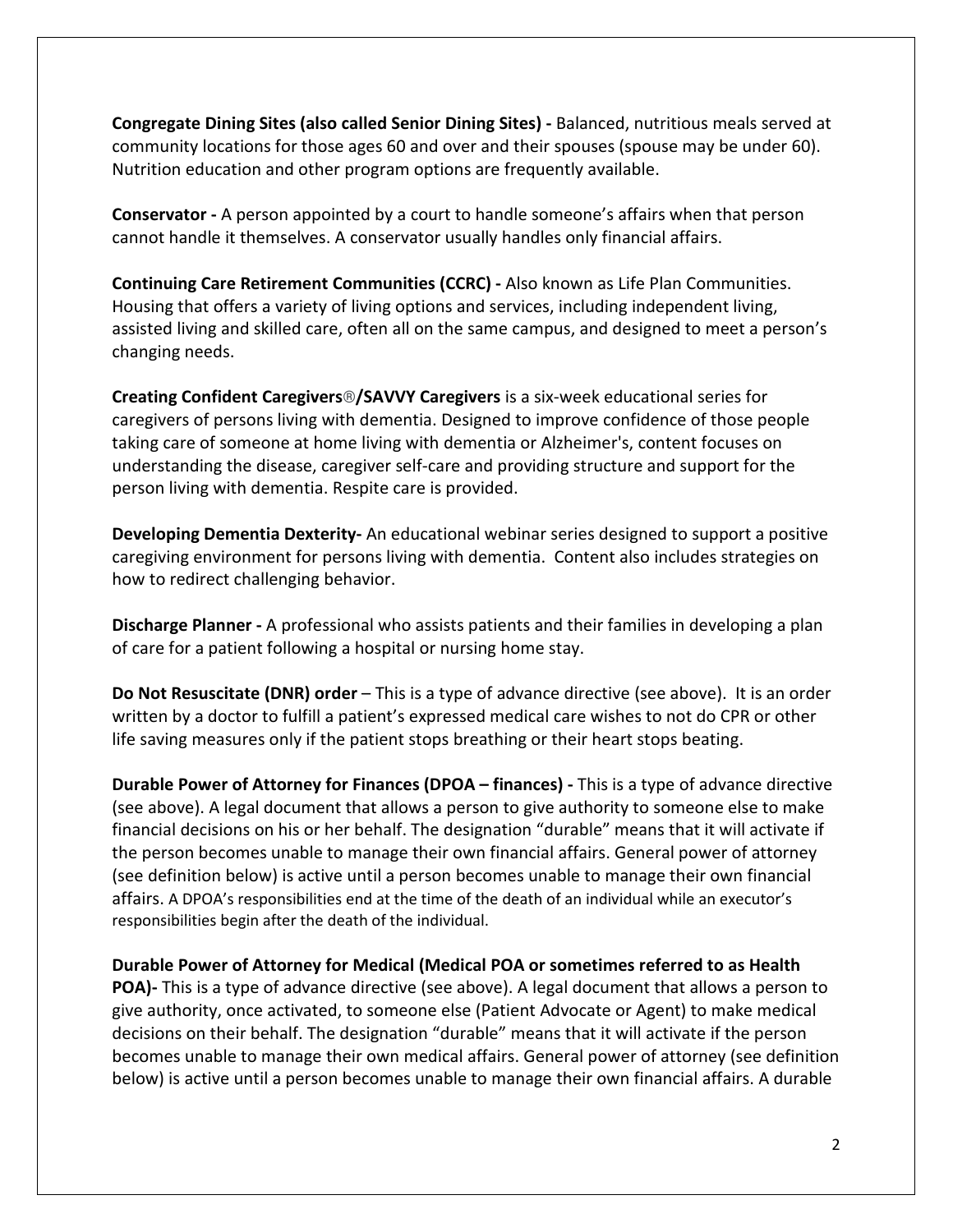**Congregate Dining Sites (also called Senior Dining Sites) -** Balanced, nutritious meals served at community locations for those ages 60 and over and their spouses (spouse may be under 60). Nutrition education and other program options are frequently available.

**Conservator -** A person appointed by a court to handle someone's affairs when that person cannot handle it themselves. A conservator usually handles only financial affairs.

**Continuing Care Retirement Communities (CCRC) -** Also known as Life Plan Communities. Housing that offers a variety of living options and services, including independent living, assisted living and skilled care, often all on the same campus, and designed to meet a person's changing needs.

**Creating Confident Caregivers®/SAVVY Caregivers** is a six-week educational series for caregivers of persons living with dementia. Designed to improve confidence of those people taking care of someone at home living with dementia or Alzheimer's, content focuses on understanding the disease, caregiver self-care and providing structure and support for the person living with dementia. Respite care is provided.

**Developing Dementia Dexterity-** An educational webinar series designed to support a positive caregiving environment for persons living with dementia. Content also includes strategies on how to redirect challenging behavior.

**Discharge Planner -** A professional who assists patients and their families in developing a plan of care for a patient following a hospital or nursing home stay.

**Do Not Resuscitate (DNR) order** – This is a type of advance directive (see above). It is an order written by a doctor to fulfill a patient's expressed medical care wishes to not do CPR or other life saving measures only if the patient stops breathing or their heart stops beating.

**Durable Power of Attorney for Finances (DPOA – finances) -** This is a type of advance directive (see above). A legal document that allows a person to give authority to someone else to make financial decisions on his or her behalf. The designation "durable" means that it will activate if the person becomes unable to manage their own financial affairs. General power of attorney (see definition below) is active until a person becomes unable to manage their own financial affairs. A DPOA's responsibilities end at the time of the death of an individual while an executor's responsibilities begin after the death of the individual.

**Durable Power of Attorney for Medical (Medical POA or sometimes referred to as Health POA)-** This is a type of advance directive (see above). A legal document that allows a person to give authority, once activated, to someone else (Patient Advocate or Agent) to make medical decisions on their behalf. The designation "durable" means that it will activate if the person becomes unable to manage their own medical affairs. General power of attorney (see definition below) is active until a person becomes unable to manage their own financial affairs. A durable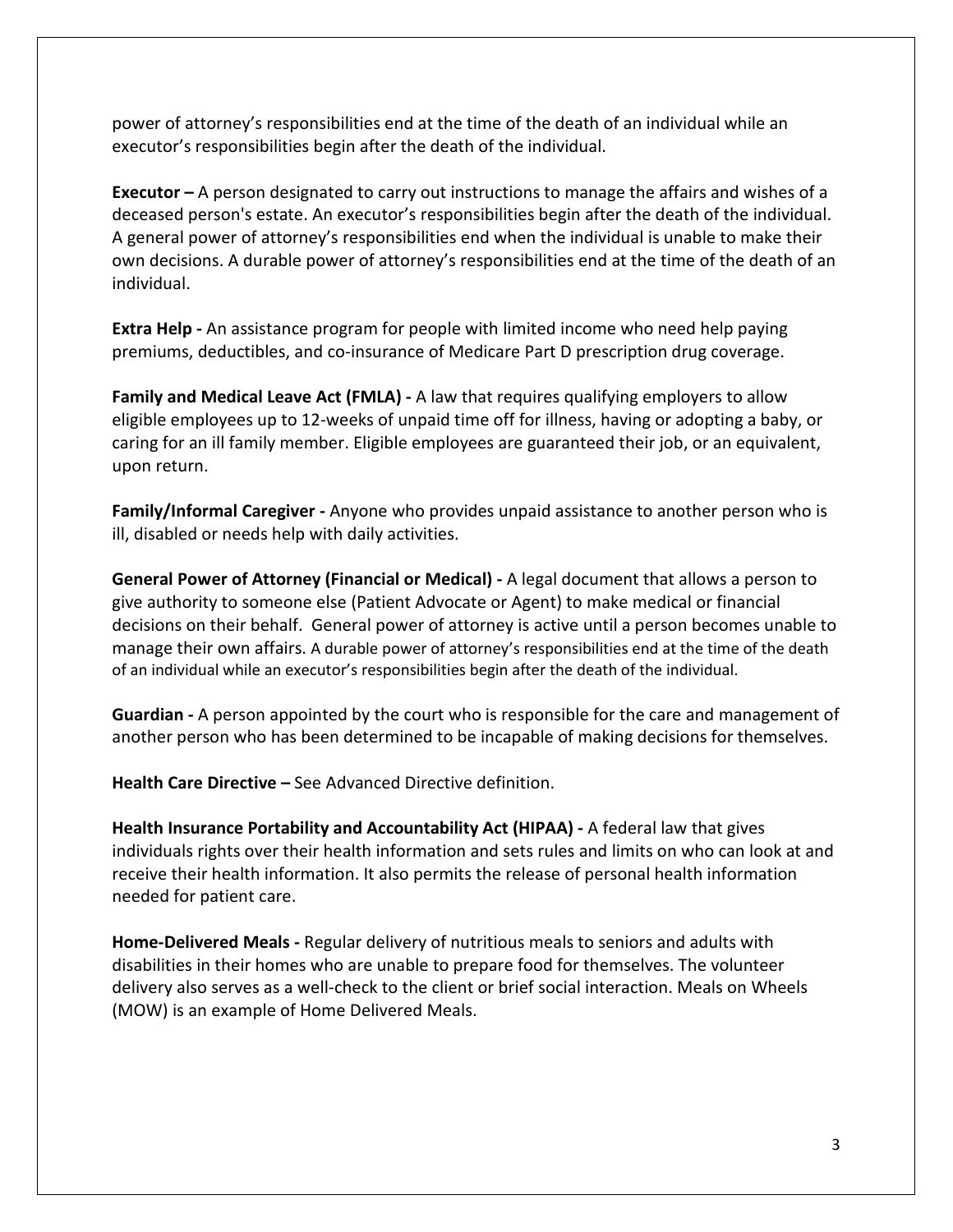power of attorney's responsibilities end at the time of the death of an individual while an executor's responsibilities begin after the death of the individual.

**Executor –** A person designated to carry out instructions to manage the affairs and wishes of a deceased person's estate. An executor's responsibilities begin after the death of the individual. A general power of attorney's responsibilities end when the individual is unable to make their own decisions. A durable power of attorney's responsibilities end at the time of the death of an individual.

**Extra Help -** An assistance program for people with limited income who need help paying premiums, deductibles, and co-insurance of Medicare Part D prescription drug coverage.

**Family and Medical Leave Act (FMLA) -** A law that requires qualifying employers to allow eligible employees up to 12-weeks of unpaid time off for illness, having or adopting a baby, or caring for an ill family member. Eligible employees are guaranteed their job, or an equivalent, upon return.

**Family/Informal Caregiver -** Anyone who provides unpaid assistance to another person who is ill, disabled or needs help with daily activities.

**General Power of Attorney (Financial or Medical) -** A legal document that allows a person to give authority to someone else (Patient Advocate or Agent) to make medical or financial decisions on their behalf. General power of attorney is active until a person becomes unable to manage their own affairs. A durable power of attorney's responsibilities end at the time of the death of an individual while an executor's responsibilities begin after the death of the individual.

**Guardian -** A person appointed by the court who is responsible for the care and management of another person who has been determined to be incapable of making decisions for themselves.

**Health Care Directive –** See Advanced Directive definition.

**Health Insurance Portability and Accountability Act (HIPAA) -** A federal law that gives individuals rights over their health information and sets rules and limits on who can look at and receive their health information. It also permits the release of personal health information needed for patient care.

**Home-Delivered Meals -** Regular delivery of nutritious meals to seniors and adults with disabilities in their homes who are unable to prepare food for themselves. The volunteer delivery also serves as a well-check to the client or brief social interaction. Meals on Wheels (MOW) is an example of Home Delivered Meals.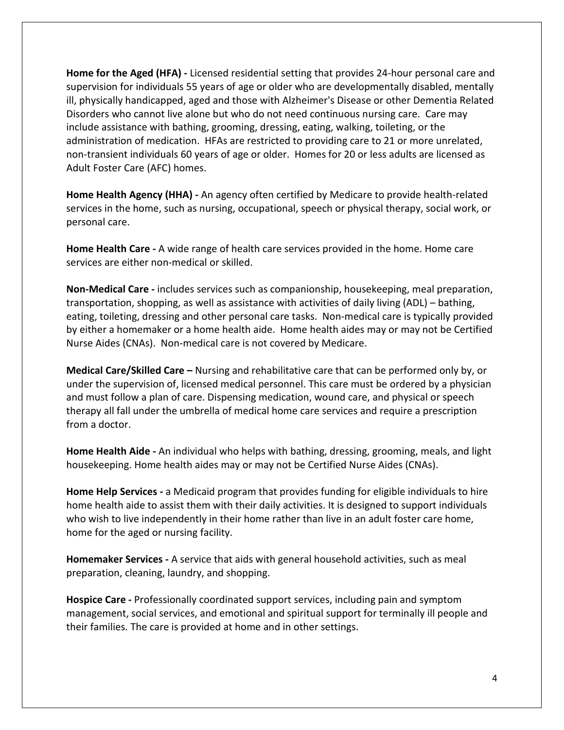**Home for the Aged (HFA) -** Licensed residential setting that provides 24-hour personal care and supervision for individuals 55 years of age or older who are developmentally disabled, mentally ill, physically handicapped, aged and those with Alzheimer's Disease or other Dementia Related Disorders who cannot live alone but who do not need continuous nursing care. Care may include assistance with bathing, grooming, dressing, eating, walking, toileting, or the administration of medication. HFAs are restricted to providing care to 21 or more unrelated, non-transient individuals 60 years of age or older. Homes for 20 or less adults are licensed as Adult Foster Care (AFC) homes.

**Home Health Agency (HHA) -** An agency often certified by Medicare to provide health-related services in the home, such as nursing, occupational, speech or physical therapy, social work, or personal care.

**Home Health Care -** A wide range of health care services provided in the home. Home care services are either non-medical or skilled.

**Non-Medical Care -** includes services such as companionship, housekeeping, meal preparation, transportation, shopping, as well as assistance with activities of daily living (ADL) – bathing, eating, toileting, dressing and other personal care tasks. Non-medical care is typically provided by either a homemaker or a home health aide. Home health aides may or may not be Certified Nurse Aides (CNAs). Non-medical care is not covered by Medicare.

**Medical Care/Skilled Care –** Nursing and rehabilitative care that can be performed only by, or under the supervision of, licensed medical personnel. This care must be ordered by a physician and must follow a plan of care. Dispensing medication, wound care, and physical or speech therapy all fall under the umbrella of medical home care services and require a prescription from a doctor.

**Home Health Aide -** An individual who helps with bathing, dressing, grooming, meals, and light housekeeping. Home health aides may or may not be Certified Nurse Aides (CNAs).

**Home Help Services -** a Medicaid program that provides funding for eligible individuals to hire home health aide to assist them with their daily activities. It is designed to support individuals who wish to live independently in their home rather than live in an adult foster care home, home for the aged or nursing facility.

**Homemaker Services -** A service that aids with general household activities, such as meal preparation, cleaning, laundry, and shopping.

**Hospice Care -** Professionally coordinated support services, including pain and symptom management, social services, and emotional and spiritual support for terminally ill people and their families. The care is provided at home and in other settings.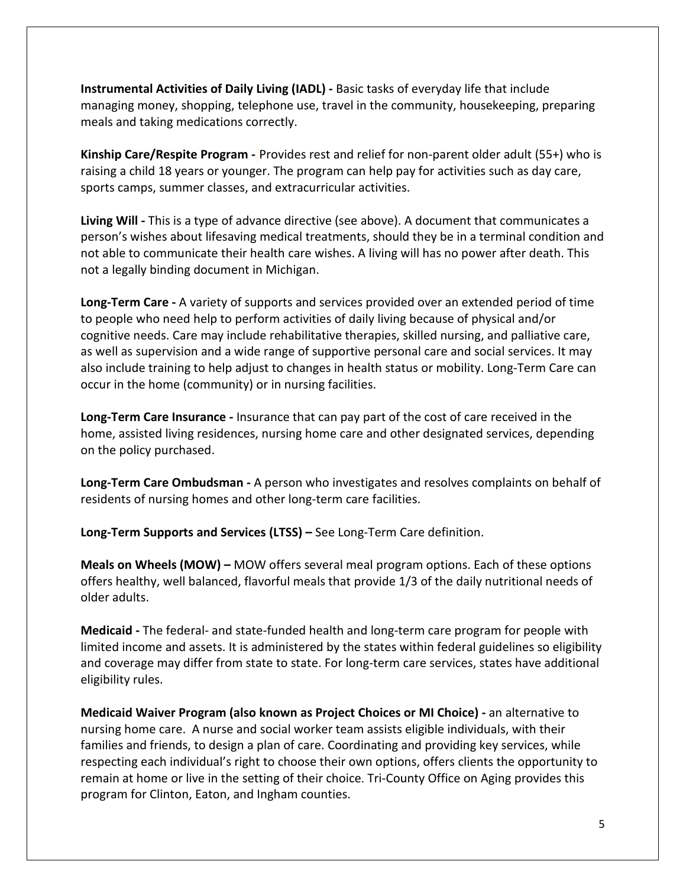**Instrumental Activities of Daily Living (IADL) -** Basic tasks of everyday life that include managing money, shopping, telephone use, travel in the community, housekeeping, preparing meals and taking medications correctly.

**Kinship Care/Respite Program -** Provides rest and relief for non-parent older adult (55+) who is raising a child 18 years or younger. The program can help pay for activities such as day care, sports camps, summer classes, and extracurricular activities.

**Living Will -** This is a type of advance directive (see above). A document that communicates a person's wishes about lifesaving medical treatments, should they be in a terminal condition and not able to communicate their health care wishes. A living will has no power after death. This not a legally binding document in Michigan.

**Long-Term Care -** A variety of supports and services provided over an extended period of time to people who need help to perform activities of daily living because of physical and/or cognitive needs. Care may include rehabilitative therapies, skilled nursing, and palliative care, as well as supervision and a wide range of supportive personal care and social services. It may also include training to help adjust to changes in health status or mobility. Long-Term Care can occur in the home (community) or in nursing facilities.

**Long-Term Care Insurance -** Insurance that can pay part of the cost of care received in the home, assisted living residences, nursing home care and other designated services, depending on the policy purchased.

**Long-Term Care Ombudsman -** A person who investigates and resolves complaints on behalf of residents of nursing homes and other long-term care facilities.

**Long-Term Supports and Services (LTSS) –** See Long-Term Care definition.

**Meals on Wheels (MOW) –** MOW offers several meal program options. Each of these options offers healthy, well balanced, flavorful meals that provide 1/3 of the daily nutritional needs of older adults.

**Medicaid -** The federal- and state-funded health and long-term care program for people with limited income and assets. It is administered by the states within federal guidelines so eligibility and coverage may differ from state to state. For long-term care services, states have additional eligibility rules.

**Medicaid Waiver Program (also known as Project Choices or MI Choice) -** an alternative to nursing home care. A nurse and social worker team assists eligible individuals, with their families and friends, to design a plan of care. Coordinating and providing key services, while respecting each individual's right to choose their own options, offers clients the opportunity to remain at home or live in the setting of their choice. Tri-County Office on Aging provides this program for Clinton, Eaton, and Ingham counties.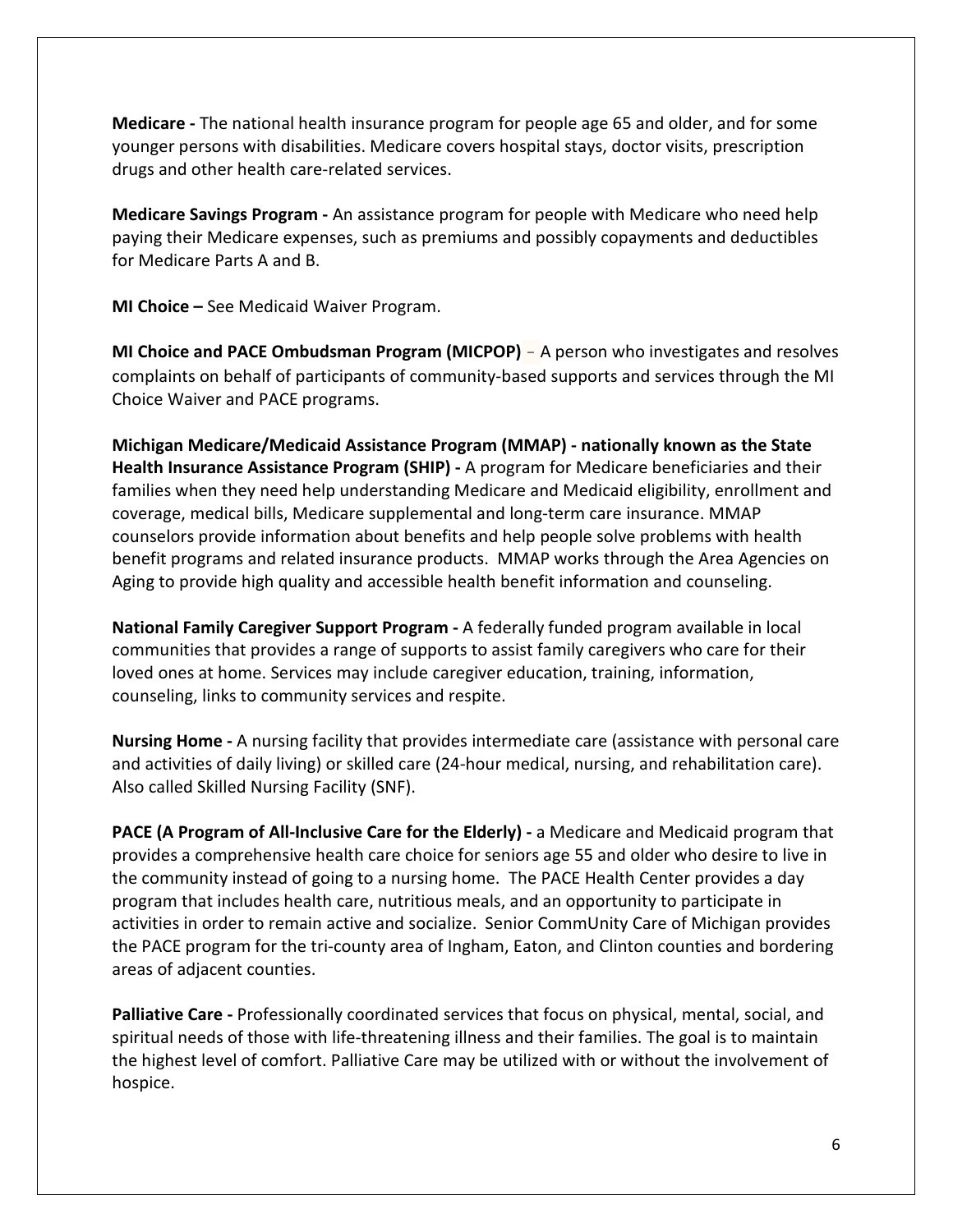**Medicare -** The national health insurance program for people age 65 and older, and for some younger persons with disabilities. Medicare covers hospital stays, doctor visits, prescription drugs and other health care-related services.

**Medicare Savings Program -** An assistance program for people with Medicare who need help paying their Medicare expenses, such as premiums and possibly copayments and deductibles for Medicare Parts A and B.

**MI Choice –** See Medicaid Waiver Program.

**MI Choice and PACE Ombudsman Program (MICPOP)** – A person who investigates and resolves complaints on behalf of participants of community-based supports and services through the MI Choice Waiver and PACE programs.

**Michigan Medicare/Medicaid Assistance Program (MMAP) - nationally known as the State Health Insurance Assistance Program (SHIP) -** A program for Medicare beneficiaries and their families when they need help understanding Medicare and Medicaid eligibility, enrollment and coverage, medical bills, Medicare supplemental and long-term care insurance. MMAP counselors provide information about benefits and help people solve problems with health benefit programs and related insurance products. MMAP works through the Area Agencies on Aging to provide high quality and accessible health benefit information and counseling.

**National Family Caregiver Support Program -** A federally funded program available in local communities that provides a range of supports to assist family caregivers who care for their loved ones at home. Services may include caregiver education, training, information, counseling, links to community services and respite.

**Nursing Home -** A nursing facility that provides intermediate care (assistance with personal care and activities of daily living) or skilled care (24-hour medical, nursing, and rehabilitation care). Also called Skilled Nursing Facility (SNF).

**PACE (A Program of All-Inclusive Care for the Elderly) -** a Medicare and Medicaid program that provides a comprehensive health care choice for seniors age 55 and older who desire to live in the community instead of going to a nursing home. The PACE Health Center provides a day program that includes health care, nutritious meals, and an opportunity to participate in activities in order to remain active and socialize. Senior CommUnity Care of Michigan provides the PACE program for the tri-county area of Ingham, Eaton, and Clinton counties and bordering areas of adjacent counties.

**Palliative Care -** Professionally coordinated services that focus on physical, mental, social, and spiritual needs of those with life-threatening illness and their families. The goal is to maintain the highest level of comfort. Palliative Care may be utilized with or without the involvement of hospice.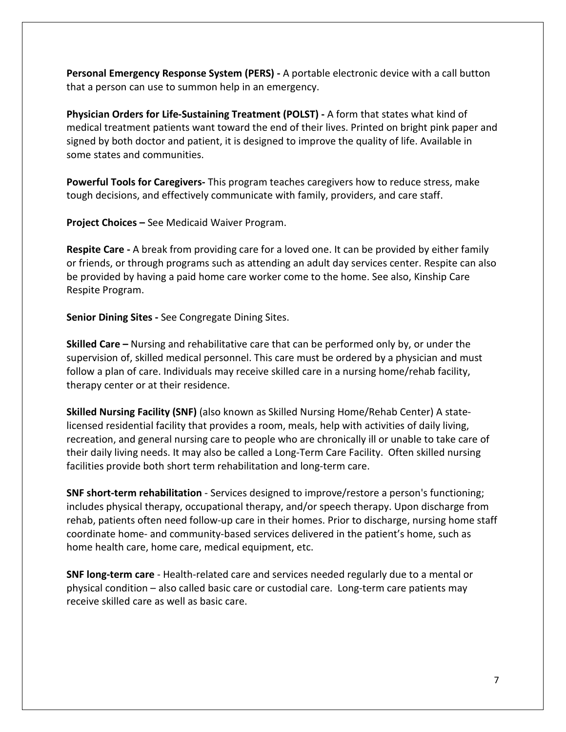**Personal Emergency Response System (PERS) -** A portable electronic device with a call button that a person can use to summon help in an emergency.

**Physician Orders for Life-Sustaining Treatment (POLST) -** A form that states what kind of medical treatment patients want toward the end of their lives. Printed on bright pink paper and signed by both doctor and patient, it is designed to improve the quality of life. Available in some states and communities.

**Powerful Tools for Caregivers-** This program teaches caregivers how to reduce stress, make tough decisions, and effectively communicate with family, providers, and care staff.

**Project Choices –** See Medicaid Waiver Program.

**Respite Care -** A break from providing care for a loved one. It can be provided by either family or friends, or through programs such as attending an adult day services center. Respite can also be provided by having a paid home care worker come to the home. See also, Kinship Care Respite Program.

**Senior Dining Sites -** See Congregate Dining Sites.

**Skilled Care –** Nursing and rehabilitative care that can be performed only by, or under the supervision of, skilled medical personnel. This care must be ordered by a physician and must follow a plan of care. Individuals may receive skilled care in a nursing home/rehab facility, therapy center or at their residence.

**Skilled Nursing Facility (SNF)** (also known as Skilled Nursing Home/Rehab Center) A state-licensed residential facility that provides a room, meals, help with activities of daily living, recreation, and general nursing care to people who are chronically ill or unable to take care of their daily living needs. It may also be called a Long-Term Care Facility. Often skilled nursing facilities provide both short term rehabilitation and long-term care.

**SNF short-term rehabilitation** - Services designed to improve/restore a person's functioning; includes physical therapy, occupational therapy, and/or speech therapy. Upon discharge from rehab, patients often need follow-up care in their homes. Prior to discharge, nursing home staff coordinate home- and community-based services delivered in the patient's home, such as home health care, home care, medical equipment, etc.

**SNF long-term care** - Health-related care and services needed regularly due to a mental or physical condition – also called basic care or custodial care. Long-term care patients may receive skilled care as well as basic care.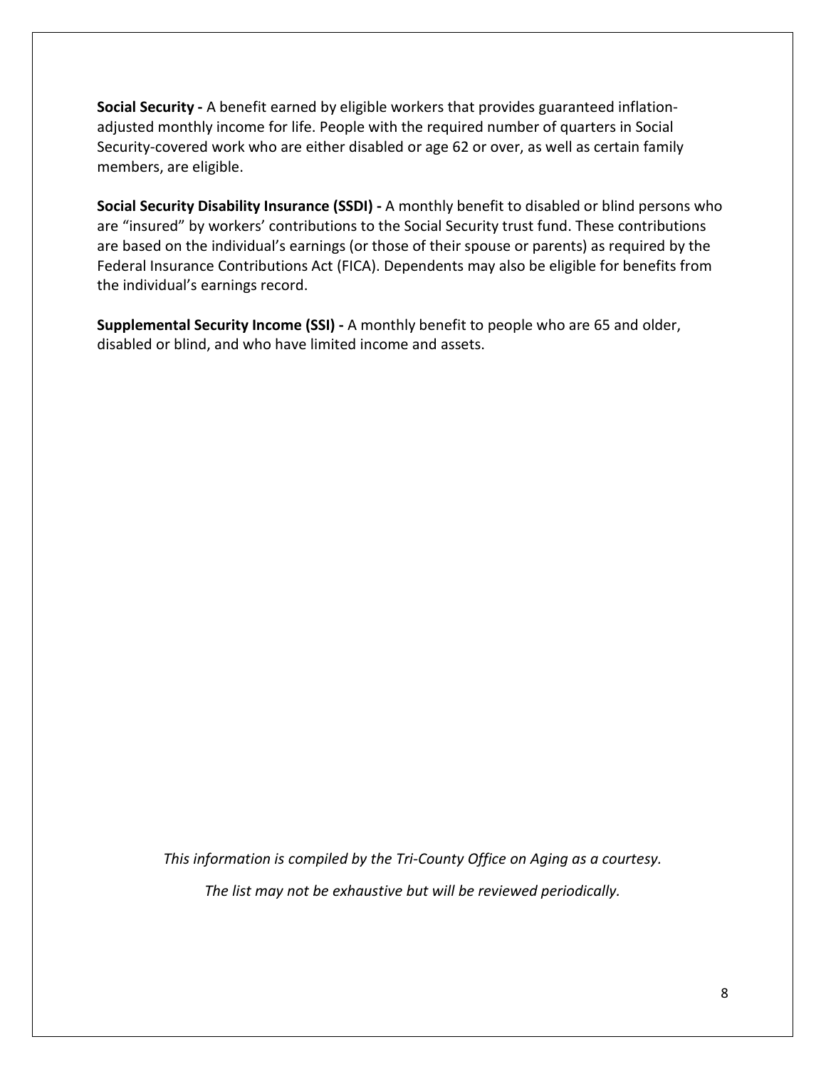**Social Security -** A benefit earned by eligible workers that provides guaranteed inflation-adjusted monthly income for life. People with the required number of quarters in Social Security-covered work who are either disabled or age 62 or over, as well as certain family members, are eligible.

**Social Security Disability Insurance (SSDI) -** A monthly benefit to disabled or blind persons who are "insured" by workers' contributions to the Social Security trust fund. These contributions are based on the individual's earnings (or those of their spouse or parents) as required by the Federal Insurance Contributions Act (FICA). Dependents may also be eligible for benefits from the individual's earnings record.

**Supplemental Security Income (SSI) -** A monthly benefit to people who are 65 and older, disabled or blind, and who have limited income and assets.

*This information is compiled by the Tri-County Office on Aging as a courtesy.*

*The list may not be exhaustive but will be reviewed periodically.*